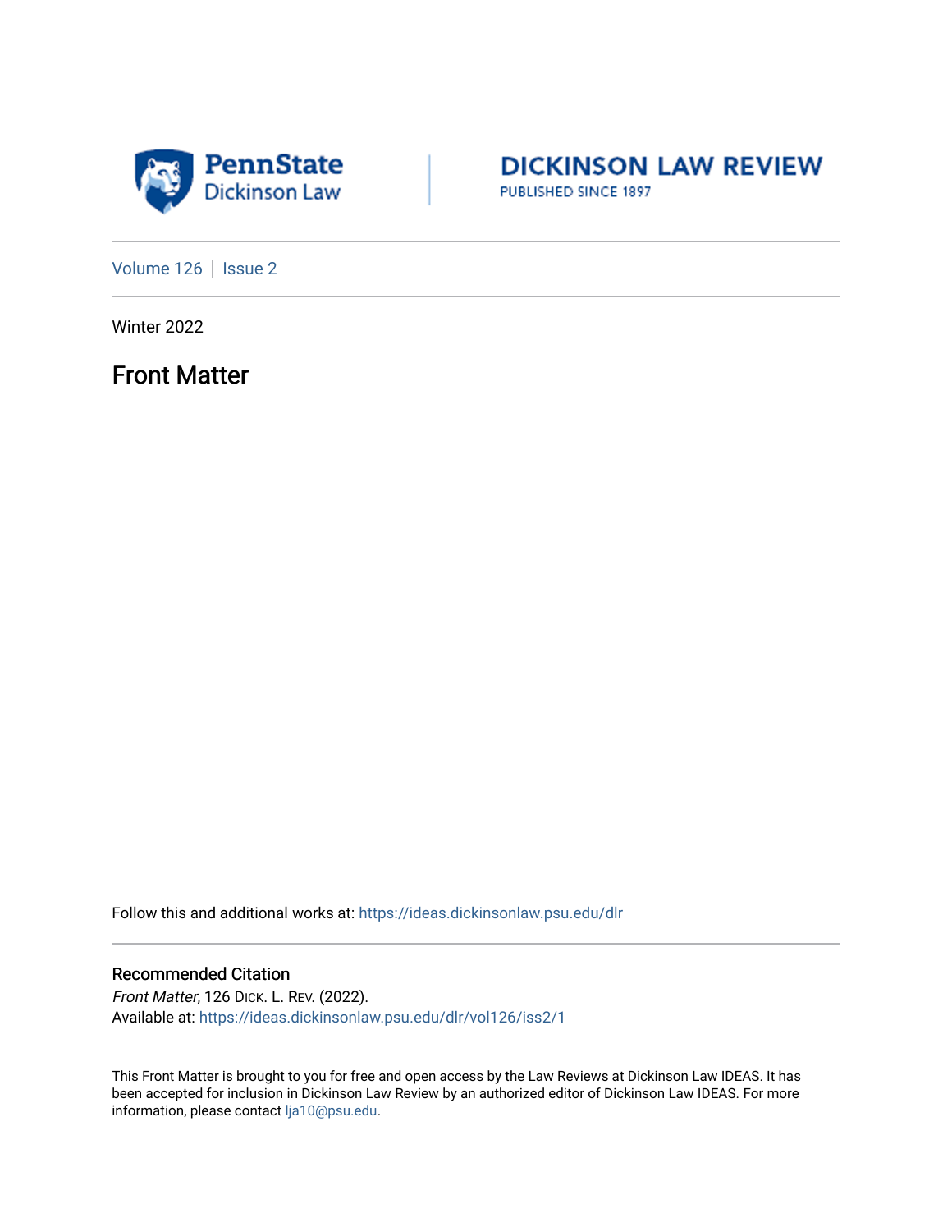PennState Dickinson Law

DICKINSON LAW REVIEW
PUBLISHED SINCE 1897

Volume 126 | Issue 2

Winter 2022

# Front Matter

Follow this and additional works at: https://ideas.dickinsonlaw.psu.edu/dlr

## Recommended Citation

*Front Matter*, 126 DICK. L. REV. (2022).
Available at: https://ideas.dickinsonlaw.psu.edu/dlr/vol126/iss2/1

This Front Matter is brought to you for free and open access by the Law Reviews at Dickinson Law IDEAS. It has been accepted for inclusion in Dickinson Law Review by an authorized editor of Dickinson Law IDEAS. For more information, please contact lja10@psu.edu.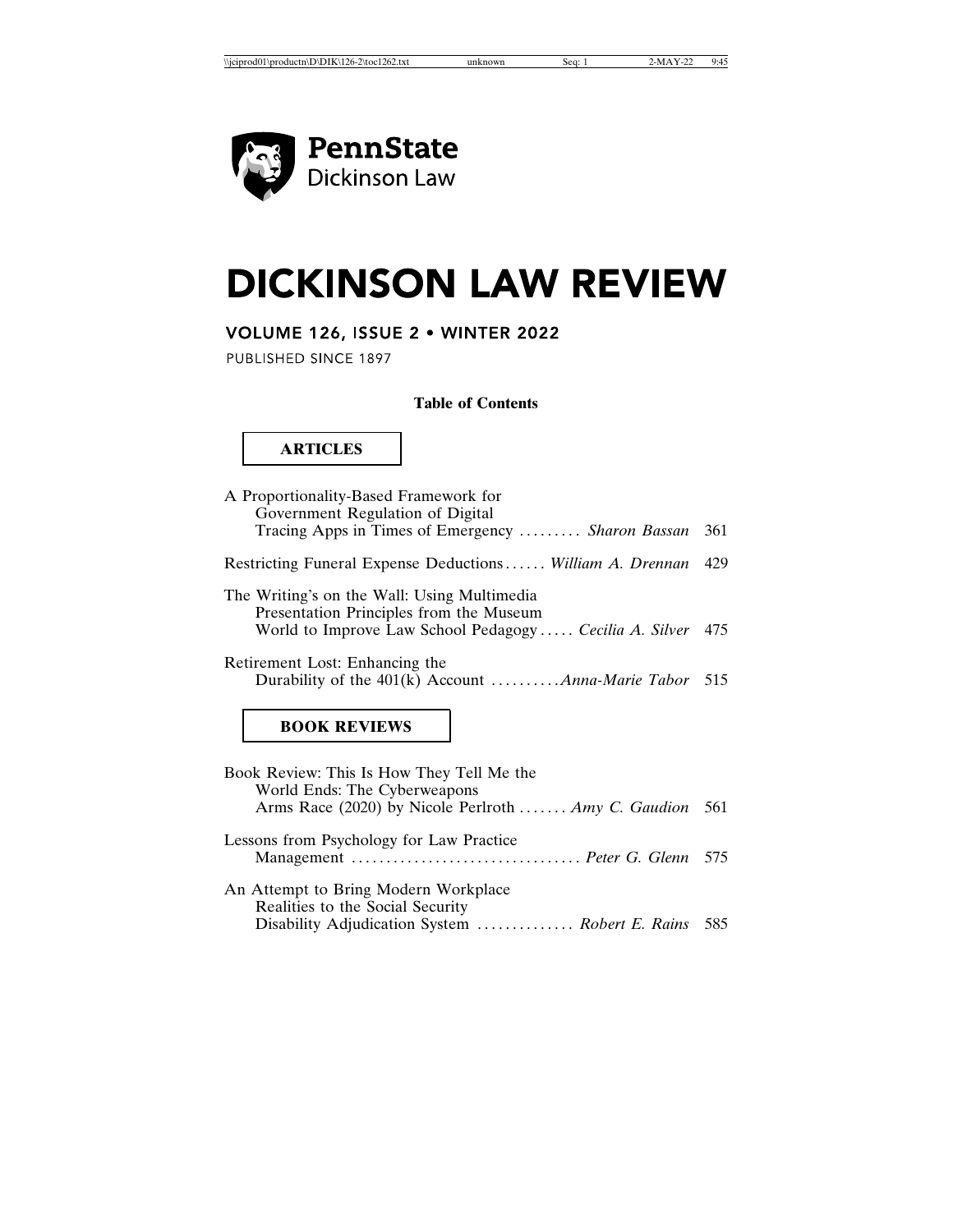PennState Dickinson Law

# DICKINSON LAW REVIEW

## VOLUME 126, ISSUE 2 • WINTER 2022

PUBLISHED SINCE 1897

**Table of Contents**

**ARTICLES**

A Proportionality-Based Framework for Government Regulation of Digital Tracing Apps in Times of Emergency ......... *Sharon Bassan* 361

Restricting Funeral Expense Deductions ...... *William A. Drennan* 429

The Writing's on the Wall: Using Multimedia Presentation Principles from the Museum World to Improve Law School Pedagogy ..... *Cecilia A. Silver* 475

Retirement Lost: Enhancing the Durability of the 401(k) Account ..........*Anna-Marie Tabor* 515

**BOOK REVIEWS**

Book Review: This Is How They Tell Me the World Ends: The Cyberweapons Arms Race (2020) by Nicole Perlroth ....... *Amy C. Gaudion* 561

Lessons from Psychology for Law Practice Management ................................ *Peter G. Glenn* 575

An Attempt to Bring Modern Workplace Realities to the Social Security Disability Adjudication System .............. *Robert E. Rains* 585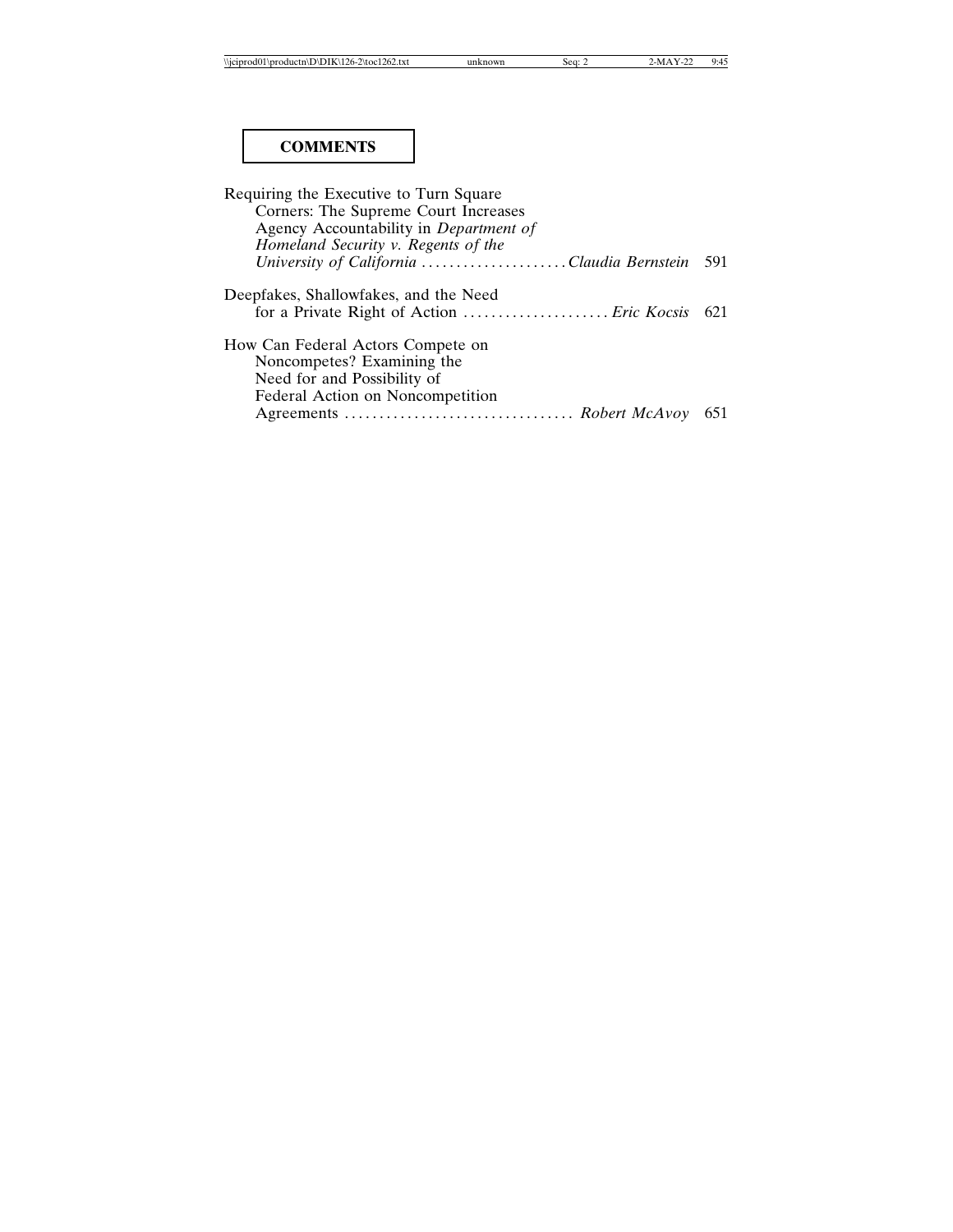## COMMENTS

Requiring the Executive to Turn Square Corners: The Supreme Court Increases Agency Accountability in *Department of Homeland Security v. Regents of the University of California* . . . . . . . . . . . . . . . . . . . . *Claudia Bernstein* 591

Deepfakes, Shallowfakes, and the Need for a Private Right of Action . . . . . . . . . . . . . . . . . . . . *Eric Kocsis* 621

How Can Federal Actors Compete on Noncompetes? Examining the Need for and Possibility of Federal Action on Noncompetition Agreements . . . . . . . . . . . . . . . . . . . . . . . . . . . . . . . . *Robert McAvoy* 651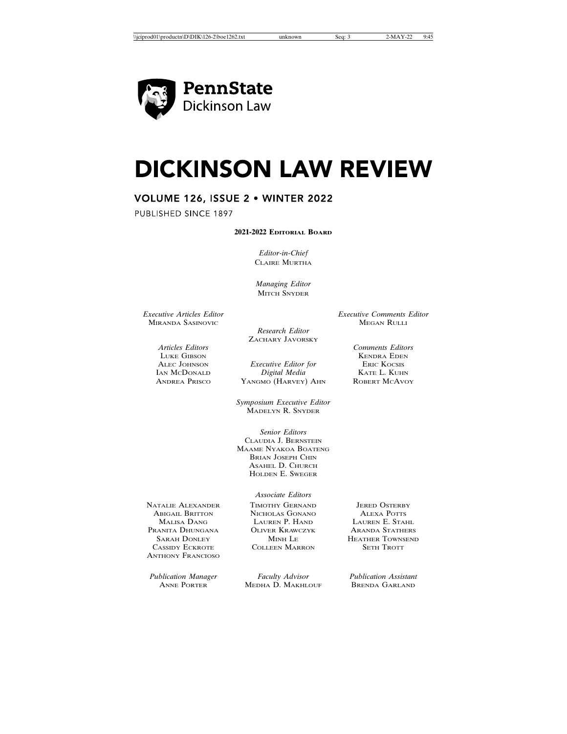PennState
Dickinson Law

# DICKINSON LAW REVIEW

## VOLUME 126, ISSUE 2 • WINTER 2022

PUBLISHED SINCE 1897

**2021-2022 EDITORIAL BOARD**

*Editor-in-Chief*
CLAIRE MURTHA

*Managing Editor*
MITCH SNYDER

*Executive Articles Editor*
MIRANDA SASINOVIC

*Executive Comments Editor*
MEGAN RULLI

*Research Editor*
ZACHARY JAVORSKY

*Articles Editors*
LUKE GIBSON
ALEC JOHNSON
IAN MCDONALD
ANDREA PRISCO

*Executive Editor for Digital Media*
YANGMO (HARVEY) AHN

*Comments Editors*
KENDRA EDEN
ERIC KOCSIS
KATE L. KUHN
ROBERT MCAVOY

*Symposium Executive Editor*
MADELYN R. SNYDER

*Senior Editors*
CLAUDIA J. BERNSTEIN
MAAME NYAKOA BOATENG
BRIAN JOSEPH CHIN
ASAHEL D. CHURCH
HOLDEN E. SWEGER

*Associate Editors*
NATALIE ALEXANDER
ABIGAIL BRITTON
MALISA DANG
PRANITA DHUNGANA
SARAH DONLEY
CASSIDY ECKROTE
ANTHONY FRANCIOSO
TIMOTHY GERNAND
NICHOLAS GONANO
LAUREN P. HAND
OLIVER KRAWCZYK
MINH LE
COLLEEN MARRON
JERED OSTERBY
ALEXA POTTS
LAUREN E. STAHL
ARANDA STATHERS
HEATHER TOWNSEND
SETH TROTT

*Publication Manager*
ANNE PORTER

*Faculty Advisor*
MEDHA D. MAKHLOUF

*Publication Assistant*
BRENDA GARLAND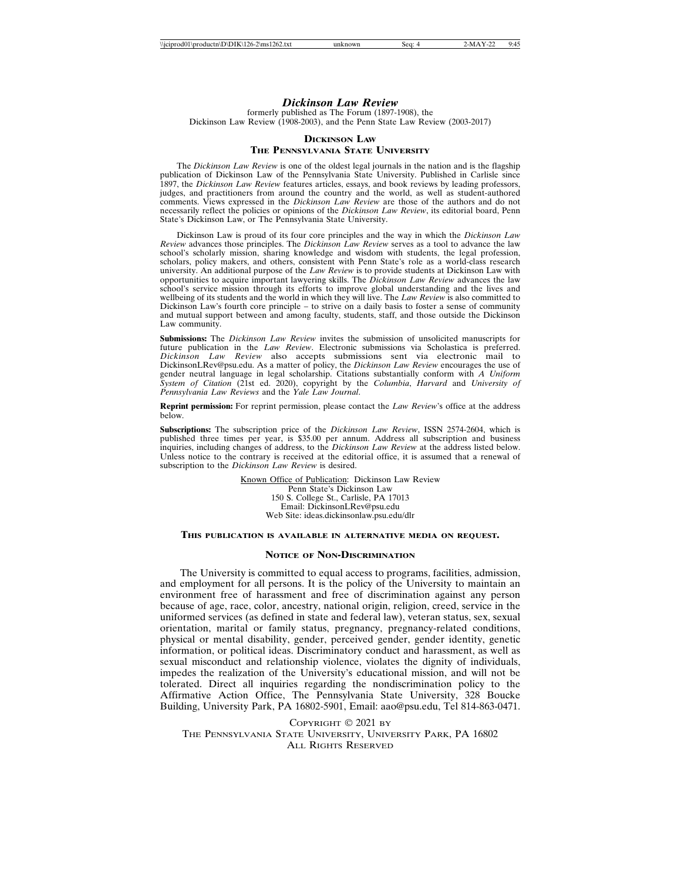# *Dickinson Law Review*

formerly published as The Forum (1897-1908), the Dickinson Law Review (1908-2003), and the Penn State Law Review (2003-2017)

## Dickinson Law
## The Pennsylvania State University

The *Dickinson Law Review* is one of the oldest legal journals in the nation and is the flagship publication of Dickinson Law of the Pennsylvania State University. Published in Carlisle since 1897, the *Dickinson Law Review* features articles, essays, and book reviews by leading professors, judges, and practitioners from around the country and the world, as well as student-authored comments. Views expressed in the *Dickinson Law Review* are those of the authors and do not necessarily reflect the policies or opinions of the *Dickinson Law Review*, its editorial board, Penn State's Dickinson Law, or The Pennsylvania State University.

Dickinson Law is proud of its four core principles and the way in which the *Dickinson Law Review* advances those principles. The *Dickinson Law Review* serves as a tool to advance the law school's scholarly mission, sharing knowledge and wisdom with students, the legal profession, scholars, policy makers, and others, consistent with Penn State's role as a world-class research university. An additional purpose of the *Law Review* is to provide students at Dickinson Law with opportunities to acquire important lawyering skills. The *Dickinson Law Review* advances the law school's service mission through its efforts to improve global understanding and the lives and wellbeing of its students and the world in which they will live. The *Law Review* is also committed to Dickinson Law's fourth core principle – to strive on a daily basis to foster a sense of community and mutual support between and among faculty, students, staff, and those outside the Dickinson Law community.

**Submissions:** The *Dickinson Law Review* invites the submission of unsolicited manuscripts for future publication in the *Law Review*. Electronic submissions via Scholastica is preferred. *Dickinson Law Review* also accepts submissions sent via electronic mail to DickinsonLRev@psu.edu. As a matter of policy, the *Dickinson Law Review* encourages the use of gender neutral language in legal scholarship. Citations substantially conform with *A Uniform System of Citation* (21st ed. 2020), copyright by the *Columbia*, *Harvard* and *University of Pennsylvania Law Reviews* and the *Yale Law Journal*.

**Reprint permission:** For reprint permission, please contact the *Law Review*'s office at the address below.

**Subscriptions:** The subscription price of the *Dickinson Law Review*, ISSN 2574-2604, which is published three times per year, is $35.00 per annum. Address all subscription and business inquiries, including changes of address, to the *Dickinson Law Review* at the address listed below. Unless notice to the contrary is received at the editorial office, it is assumed that a renewal of subscription to the *Dickinson Law Review* is desired.

Known Office of Publication: Dickinson Law Review
Penn State's Dickinson Law
150 S. College St., Carlisle, PA 17013
Email: DickinsonLRev@psu.edu
Web Site: ideas.dickinsonlaw.psu.edu/dlr

**This publication is available in alternative media on request.**

## Notice of Non-Discrimination

The University is committed to equal access to programs, facilities, admission, and employment for all persons. It is the policy of the University to maintain an environment free of harassment and free of discrimination against any person because of age, race, color, ancestry, national origin, religion, creed, service in the uniformed services (as defined in state and federal law), veteran status, sex, sexual orientation, marital or family status, pregnancy, pregnancy-related conditions, physical or mental disability, gender, perceived gender, gender identity, genetic information, or political ideas. Discriminatory conduct and harassment, as well as sexual misconduct and relationship violence, violates the dignity of individuals, impedes the realization of the University's educational mission, and will not be tolerated. Direct all inquiries regarding the nondiscrimination policy to the Affirmative Action Office, The Pennsylvania State University, 328 Boucke Building, University Park, PA 16802-5901, Email: aao@psu.edu, Tel 814-863-0471.

Copyright © 2021 by
The Pennsylvania State University, University Park, PA 16802
All Rights Reserved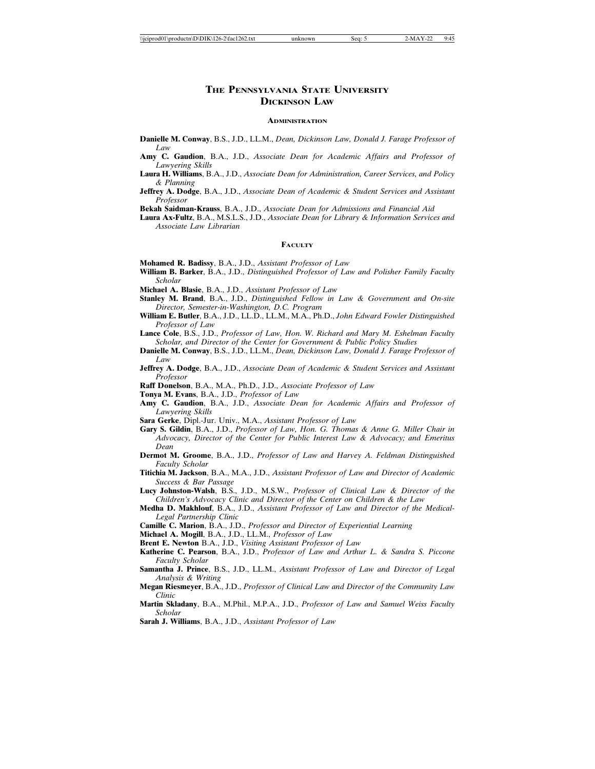# The Pennsylvania State University Dickinson Law

## Administration

**Danielle M. Conway**, B.S., J.D., LL.M., *Dean, Dickinson Law, Donald J. Farage Professor of Law*

**Amy C. Gaudion**, B.A., J.D., *Associate Dean for Academic Affairs and Professor of Lawyering Skills*

**Laura H. Williams**, B.A., J.D., *Associate Dean for Administration, Career Services, and Policy & Planning*

**Jeffrey A. Dodge**, B.A., J.D., *Associate Dean of Academic & Student Services and Assistant Professor*

**Bekah Saidman-Krauss**, B.A., J.D., *Associate Dean for Admissions and Financial Aid*

**Laura Ax-Fultz**, B.A., M.S.L.S., J.D., *Associate Dean for Library & Information Services and Associate Law Librarian*

## Faculty

**Mohamed R. Badissy**, B.A., J.D., *Assistant Professor of Law*

**William B. Barker**, B.A., J.D., *Distinguished Professor of Law and Polisher Family Faculty Scholar*

**Michael A. Blasie**, B.A., J.D., *Assistant Professor of Law*

**Stanley M. Brand**, B.A., J.D., *Distinguished Fellow in Law & Government and On-site Director, Semester-in-Washington, D.C. Program*

**William E. Butler**, B.A., J.D., LL.D., LL.M., M.A., Ph.D., *John Edward Fowler Distinguished Professor of Law*

**Lance Cole**, B.S., J.D., *Professor of Law, Hon. W. Richard and Mary M. Eshelman Faculty Scholar, and Director of the Center for Government & Public Policy Studies*

**Danielle M. Conway**, B.S., J.D., LL.M., *Dean, Dickinson Law, Donald J. Farage Professor of Law*

**Jeffrey A. Dodge**, B.A., J.D., *Associate Dean of Academic & Student Services and Assistant Professor*

**Raff Donelson**, B.A., M.A., Ph.D., J.D., *Associate Professor of Law*

**Tonya M. Evans**, B.A., J.D., *Professor of Law*

**Amy C. Gaudion**, B.A., J.D., *Associate Dean for Academic Affairs and Professor of Lawyering Skills*

**Sara Gerke**, Dipl.-Jur. Univ., M.A., *Assistant Professor of Law*

**Gary S. Gildin**, B.A., J.D., *Professor of Law, Hon. G. Thomas & Anne G. Miller Chair in Advocacy, Director of the Center for Public Interest Law & Advocacy; and Emeritus Dean*

**Dermot M. Groome**, B.A., J.D., *Professor of Law and Harvey A. Feldman Distinguished Faculty Scholar*

**Titichia M. Jackson**, B.A., M.A., J.D., *Assistant Professor of Law and Director of Academic Success & Bar Passage*

**Lucy Johnston-Walsh**, B.S., J.D., M.S.W., *Professor of Clinical Law & Director of the Children's Advocacy Clinic and Director of the Center on Children & the Law*

**Medha D. Makhlouf**, B.A., J.D., *Assistant Professor of Law and Director of the Medical-Legal Partnership Clinic*

**Camille C. Marion**, B.A., J.D., *Professor and Director of Experiential Learning*

**Michael A. Mogill**, B.A., J.D., LL.M., *Professor of Law*

**Brent E. Newton** B.A., J.D., *Visiting Assistant Professor of Law*

**Katherine C. Pearson**, B.A., J.D., *Professor of Law and Arthur L. & Sandra S. Piccone Faculty Scholar*

**Samantha J. Prince**, B.S., J.D., LL.M., *Assistant Professor of Law and Director of Legal Analysis & Writing*

**Megan Riesmeyer**, B.A., J.D., *Professor of Clinical Law and Director of the Community Law Clinic*

**Martin Skladany**, B.A., M.Phil., M.P.A., J.D., *Professor of Law and Samuel Weiss Faculty Scholar*

**Sarah J. Williams**, B.A., J.D., *Assistant Professor of Law*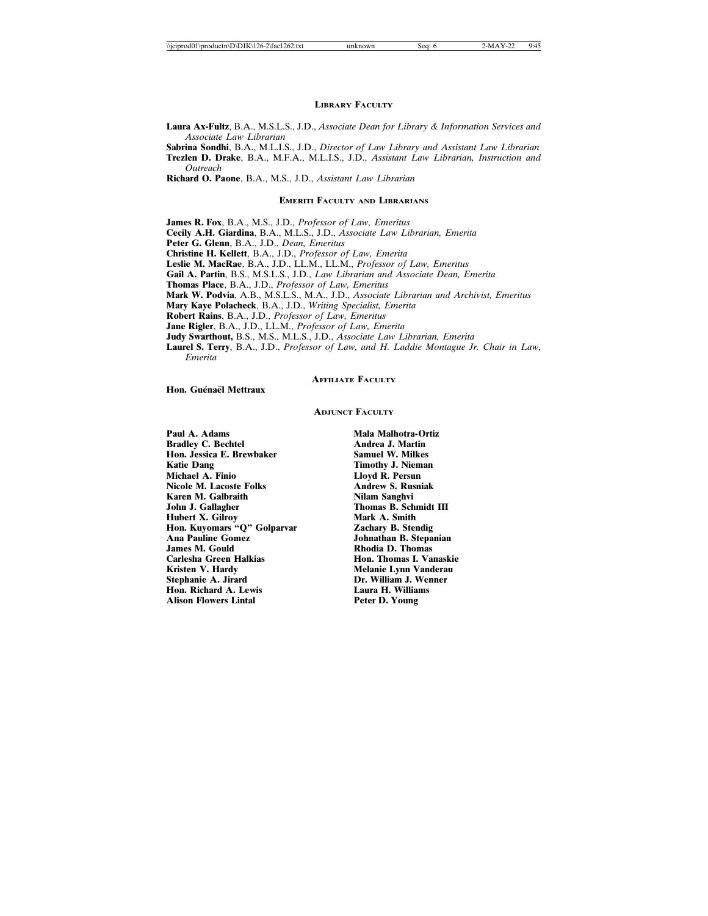## Library Faculty

**Laura Ax-Fultz**, B.A., M.S.L.S., J.D., *Associate Dean for Library & Information Services and Associate Law Librarian*
**Sabrina Sondhi**, B.A., M.L.I.S., J.D., *Director of Law Library and Assistant Law Librarian*
**Trezlen D. Drake**, B.A., M.F.A., M.L.I.S., J.D., *Assistant Law Librarian, Instruction and Outreach*
**Richard O. Paone**, B.A., M.S., J.D., *Assistant Law Librarian*

## Emeriti Faculty and Librarians

**James R. Fox**, B.A., M.S., J.D., *Professor of Law, Emeritus*
**Cecily A.H. Giardina**, B.A., M.L.S., J.D., *Associate Law Librarian, Emerita*
**Peter G. Glenn**, B.A., J.D., *Dean, Emeritus*
**Christine H. Kellett**, B.A., J.D., *Professor of Law, Emerita*
**Leslie M. MacRae**, B.A., J.D., LL.M., LL.M., *Professor of Law, Emeritus*
**Gail A. Partin**, B.S., M.S.L.S., J.D., *Law Librarian and Associate Dean, Emerita*
**Thomas Place**, B.A., J.D., *Professor of Law, Emeritus*
**Mark W. Podvia**, A.B., M.S.L.S., M.A., J.D., *Associate Librarian and Archivist, Emeritus*
**Mary Kaye Polacheck**, B.A., J.D., *Writing Specialist, Emerita*
**Robert Rains**, B.A., J.D., *Professor of Law, Emeritus*
**Jane Rigler**, B.A., J.D., LL.M., *Professor of Law, Emerita*
**Judy Swarthout,** B.S., M.S., M.L.S., J.D., *Associate Law Librarian, Emerita*
**Laurel S. Terry**, B.A., J.D., *Professor of Law, and H. Laddie Montague Jr. Chair in Law, Emerita*

## Affiliate Faculty

**Hon. Guénaël Mettraux**

## Adjunct Faculty

**Paul A. Adams**
**Bradley C. Bechtel**
**Hon. Jessica E. Brewbaker**
**Katie Dang**
**Michael A. Finio**
**Nicole M. Lacoste Folks**
**Karen M. Galbraith**
**John J. Gallagher**
**Hubert X. Gilroy**
**Hon. Kuyomars "Q" Golparvar**
**Ana Pauline Gomez**
**James M. Gould**
**Carlesha Green Halkias**
**Kristen V. Hardy**
**Stephanie A. Jirard**
**Hon. Richard A. Lewis**
**Alison Flowers Lintal**
**Mala Malhotra-Ortiz**
**Andrea J. Martin**
**Samuel W. Milkes**
**Timothy J. Nieman**
**Lloyd R. Persun**
**Andrew S. Rusniak**
**Nilam Sanghvi**
**Thomas B. Schmidt III**
**Mark A. Smith**
**Zachary B. Stendig**
**Johnathan B. Stepanian**
**Rhodia D. Thomas**
**Hon. Thomas I. Vanaskie**
**Melanie Lynn Vanderau**
**Dr. William J. Wenner**
**Laura H. Williams**
**Peter D. Young**